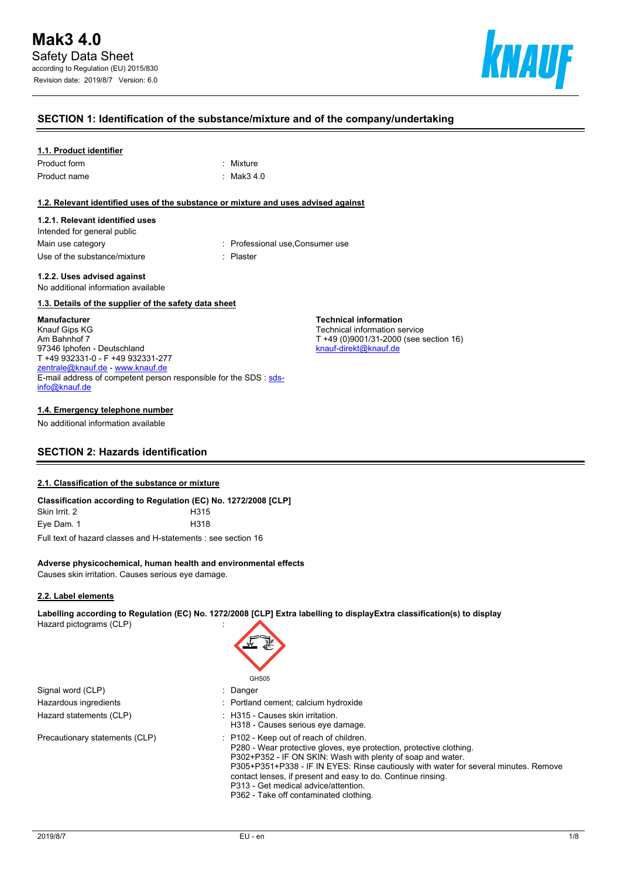# Mak3 4.0

Safety Data Sheet

according to Regulation (EU) 2015/830

Revision date: 2019/8/7 Version: 6.0

## SECTION 1: Identification of the substance/mixture and of the company/undertaking

### 1.1. Product identifier

| | |
|---|---|
| Product form | : Mixture |
| Product name | : Mak3 4.0 |

### 1.2. Relevant identified uses of the substance or mixture and uses advised against

#### 1.2.1. Relevant identified uses

Intended for general public

| | |
|---|---|
| Main use category | : Professional use,Consumer use |
| Use of the substance/mixture | : Plaster |

#### 1.2.2. Uses advised against

No additional information available

### 1.3. Details of the supplier of the safety data sheet

**Manufacturer**
Knauf Gips KG
Am Bahnhof 7
97346 Iphofen - Deutschland
T +49 932331-0 - F +49 932331-277
zentrale@knauf.de - www.knauf.de
E-mail address of competent person responsible for the SDS : sds-info@knauf.de

**Technical information**
Technical information service
T +49 (0)9001/31-2000 (see section 16)
knauf-direkt@knauf.de

### 1.4. Emergency telephone number

No additional information available

## SECTION 2: Hazards identification

### 2.1. Classification of the substance or mixture

**Classification according to Regulation (EC) No. 1272/2008 [CLP]**

| | |
|---|---|
| Skin Irrit. 2 | H315 |
| Eye Dam. 1 | H318 |

Full text of hazard classes and H-statements : see section 16

**Adverse physicochemical, human health and environmental effects**

Causes skin irritation. Causes serious eye damage.

### 2.2. Label elements

**Labelling according to Regulation (EC) No. 1272/2008 [CLP] Extra labelling to displayExtra classification(s) to display**

Hazard pictograms (CLP) :

GHS05

| | |
|---|---|
| Signal word (CLP) | : Danger |
| Hazardous ingredients | : Portland cement; calcium hydroxide |
| Hazard statements (CLP) | : H315 - Causes skin irritation.<br>H318 - Causes serious eye damage. |
| Precautionary statements (CLP) | : P102 - Keep out of reach of children.<br>P280 - Wear protective gloves, eye protection, protective clothing.<br>P302+P352 - IF ON SKIN: Wash with plenty of soap and water.<br>P305+P351+P338 - IF IN EYES: Rinse cautiously with water for several minutes. Remove contact lenses, if present and easy to do. Continue rinsing.<br>P313 - Get medical advice/attention.<br>P362 - Take off contaminated clothing. |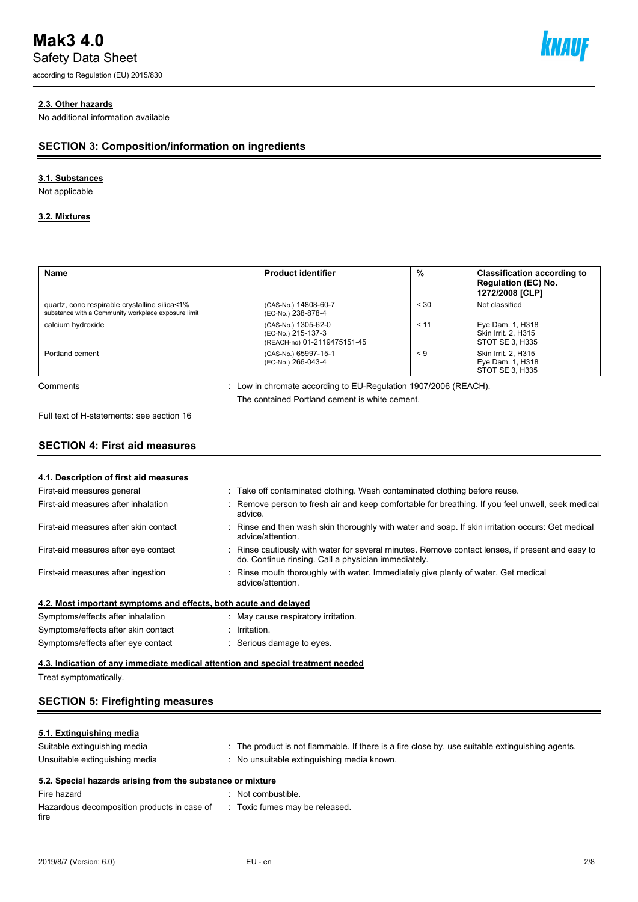#### 2.3. Other hazards

No additional information available

## SECTION 3: Composition/information on ingredients

#### 3.1. Substances

Not applicable

#### 3.2. Mixtures

| Name | Product identifier | % | Classification according to Regulation (EC) No. 1272/2008 [CLP] |
|---|---|---|---|
| quartz, conc respirable crystalline silica<1%<br>substance with a Community workplace exposure limit | (CAS-No.) 14808-60-7<br>(EC-No.) 238-878-4 | < 30 | Not classified |
| calcium hydroxide | (CAS-No.) 1305-62-0<br>(EC-No.) 215-137-3<br>(REACH-no) 01-2119475151-45 | < 11 | Eye Dam. 1, H318<br>Skin Irrit. 2, H315<br>STOT SE 3, H335 |
| Portland cement | (CAS-No.) 65997-15-1<br>(EC-No.) 266-043-4 | < 9 | Skin Irrit. 2, H315<br>Eye Dam. 1, H318<br>STOT SE 3, H335 |

Comments : Low in chromate according to EU-Regulation 1907/2006 (REACH).
The contained Portland cement is white cement.

Full text of H-statements: see section 16

## SECTION 4: First aid measures

#### 4.1. Description of first aid measures

First-aid measures general : Take off contaminated clothing. Wash contaminated clothing before reuse.

First-aid measures after inhalation : Remove person to fresh air and keep comfortable for breathing. If you feel unwell, seek medical advice.

First-aid measures after skin contact : Rinse and then wash skin thoroughly with water and soap. If skin irritation occurs: Get medical advice/attention.

First-aid measures after eye contact : Rinse cautiously with water for several minutes. Remove contact lenses, if present and easy to do. Continue rinsing. Call a physician immediately.

First-aid measures after ingestion : Rinse mouth thoroughly with water. Immediately give plenty of water. Get medical advice/attention.

#### 4.2. Most important symptoms and effects, both acute and delayed

Symptoms/effects after inhalation : May cause respiratory irritation.

Symptoms/effects after skin contact : Irritation.

Symptoms/effects after eye contact : Serious damage to eyes.

#### 4.3. Indication of any immediate medical attention and special treatment needed

Treat symptomatically.

## SECTION 5: Firefighting measures

#### 5.1. Extinguishing media

Suitable extinguishing media : The product is not flammable. If there is a fire close by, use suitable extinguishing agents.

Unsuitable extinguishing media : No unsuitable extinguishing media known.

#### 5.2. Special hazards arising from the substance or mixture

Fire hazard : Not combustible.

Hazardous decomposition products in case of fire : Toxic fumes may be released.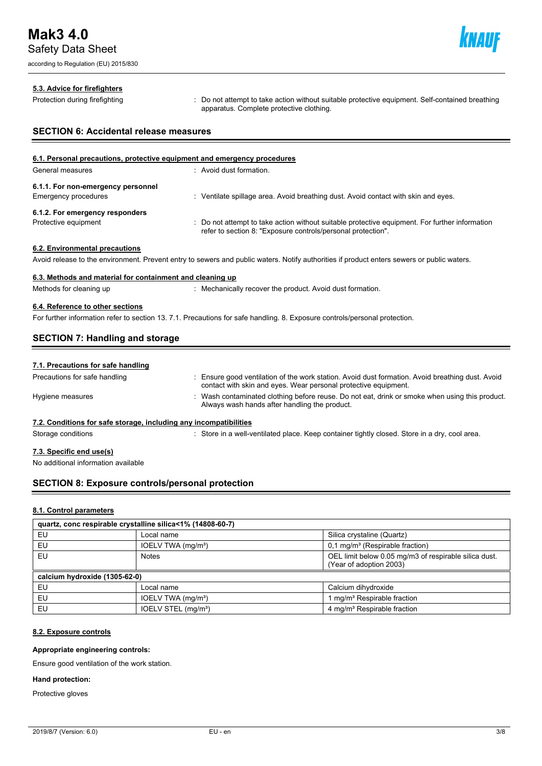### 5.3. Advice for firefighters

Protection during firefighting : Do not attempt to take action without suitable protective equipment. Self-contained breathing apparatus. Complete protective clothing.

## SECTION 6: Accidental release measures

### 6.1. Personal precautions, protective equipment and emergency procedures

General measures : Avoid dust formation.

**6.1.1. For non-emergency personnel**

Emergency procedures : Ventilate spillage area. Avoid breathing dust. Avoid contact with skin and eyes.

**6.1.2. For emergency responders**

Protective equipment : Do not attempt to take action without suitable protective equipment. For further information refer to section 8: "Exposure controls/personal protection".

### 6.2. Environmental precautions

Avoid release to the environment. Prevent entry to sewers and public waters. Notify authorities if product enters sewers or public waters.

### 6.3. Methods and material for containment and cleaning up

Methods for cleaning up : Mechanically recover the product. Avoid dust formation.

### 6.4. Reference to other sections

For further information refer to section 13. 7.1. Precautions for safe handling. 8. Exposure controls/personal protection.

## SECTION 7: Handling and storage

### 7.1. Precautions for safe handling

Precautions for safe handling : Ensure good ventilation of the work station. Avoid dust formation. Avoid breathing dust. Avoid contact with skin and eyes. Wear personal protective equipment.

Hygiene measures : Wash contaminated clothing before reuse. Do not eat, drink or smoke when using this product. Always wash hands after handling the product.

### 7.2. Conditions for safe storage, including any incompatibilities

Storage conditions : Store in a well-ventilated place. Keep container tightly closed. Store in a dry, cool area.

### 7.3. Specific end use(s)

No additional information available

## SECTION 8: Exposure controls/personal protection

### 8.1. Control parameters

| quartz, conc respirable crystalline silica<1% (14808-60-7) | | |
|---|---|---|
| EU | Local name | Silica crystaline (Quartz) |
| EU | IOELV TWA (mg/m³) | 0,1 mg/m³ (Respirable fraction) |
| EU | Notes | OEL limit below 0.05 mg/m3 of respirable silica dust. (Year of adoption 2003) |
| **calcium hydroxide (1305-62-0)** | | |
| EU | Local name | Calcium dihydroxide |
| EU | IOELV TWA (mg/m³) | 1 mg/m³ Respirable fraction |
| EU | IOELV STEL (mg/m³) | 4 mg/m³ Respirable fraction |

### 8.2. Exposure controls

**Appropriate engineering controls:**

Ensure good ventilation of the work station.

**Hand protection:**

Protective gloves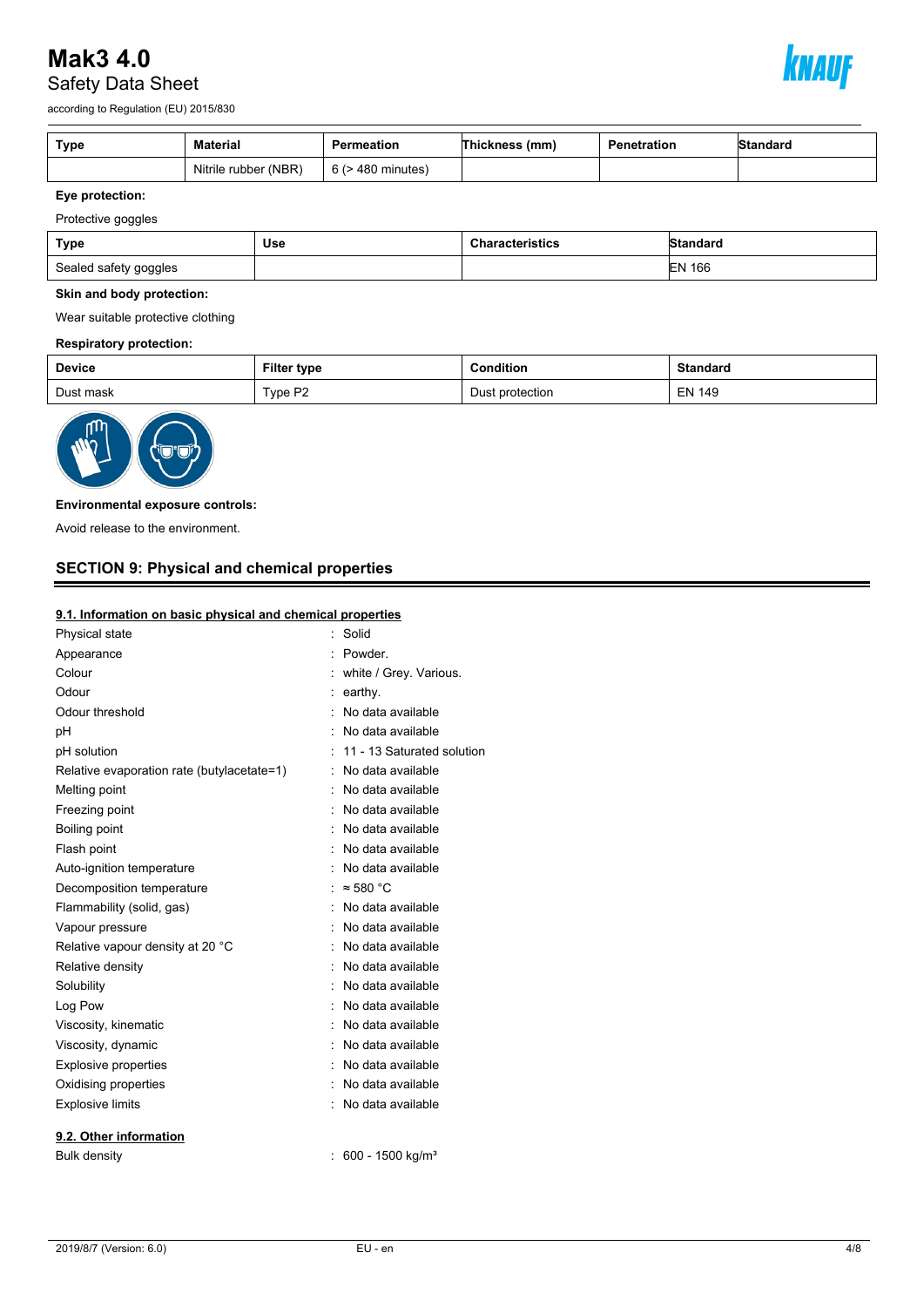| Type | Material | Permeation | Thickness (mm) | Penetration | Standard |
|---|---|---|---|---|---|
| | Nitrile rubber (NBR) | 6 (> 480 minutes) | | | |

**Eye protection:**

Protective goggles

| Type | Use | Characteristics | Standard |
|---|---|---|---|
| Sealed safety goggles | | | EN 166 |

**Skin and body protection:**

Wear suitable protective clothing

**Respiratory protection:**

| Device | Filter type | Condition | Standard |
|---|---|---|---|
| Dust mask | Type P2 | Dust protection | EN 149 |

**Environmental exposure controls:**

Avoid release to the environment.

## SECTION 9: Physical and chemical properties

### 9.1. Information on basic physical and chemical properties

| | |
|---|---|
| Physical state | : Solid |
| Appearance | : Powder. |
| Colour | : white / Grey. Various. |
| Odour | : earthy. |
| Odour threshold | : No data available |
| pH | : No data available |
| pH solution | : 11 - 13 Saturated solution |
| Relative evaporation rate (butylacetate=1) | : No data available |
| Melting point | : No data available |
| Freezing point | : No data available |
| Boiling point | : No data available |
| Flash point | : No data available |
| Auto-ignition temperature | : No data available |
| Decomposition temperature | : ≈ 580 °C |
| Flammability (solid, gas) | : No data available |
| Vapour pressure | : No data available |
| Relative vapour density at 20 °C | : No data available |
| Relative density | : No data available |
| Solubility | : No data available |
| Log Pow | : No data available |
| Viscosity, kinematic | : No data available |
| Viscosity, dynamic | : No data available |
| Explosive properties | : No data available |
| Oxidising properties | : No data available |
| Explosive limits | : No data available |

### 9.2. Other information

| | |
|---|---|
| Bulk density | : 600 - 1500 kg/m³ |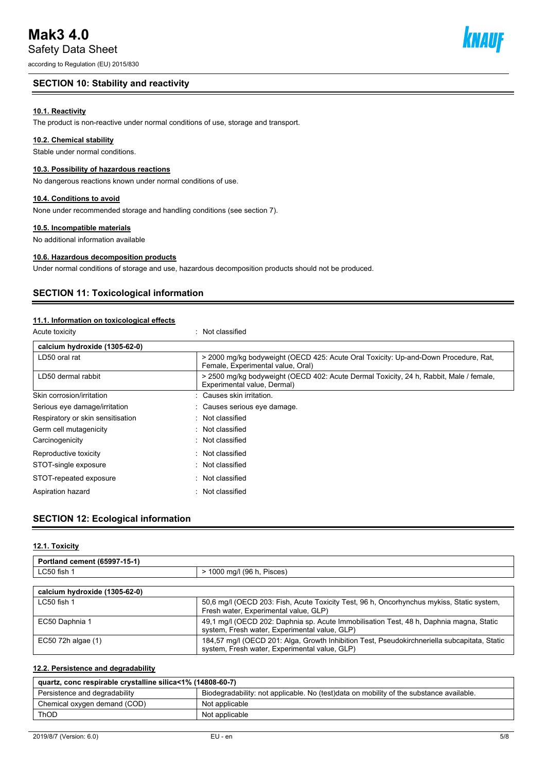## SECTION 10: Stability and reactivity

### 10.1. Reactivity

The product is non-reactive under normal conditions of use, storage and transport.

### 10.2. Chemical stability

Stable under normal conditions.

### 10.3. Possibility of hazardous reactions

No dangerous reactions known under normal conditions of use.

### 10.4. Conditions to avoid

None under recommended storage and handling conditions (see section 7).

### 10.5. Incompatible materials

No additional information available

### 10.6. Hazardous decomposition products

Under normal conditions of storage and use, hazardous decomposition products should not be produced.

## SECTION 11: Toxicological information

### 11.1. Information on toxicological effects

Acute toxicity : Not classified

| calcium hydroxide (1305-62-0) | |
|---|---|
| LD50 oral rat | > 2000 mg/kg bodyweight (OECD 425: Acute Oral Toxicity: Up-and-Down Procedure, Rat, Female, Experimental value, Oral) |
| LD50 dermal rabbit | > 2500 mg/kg bodyweight (OECD 402: Acute Dermal Toxicity, 24 h, Rabbit, Male / female, Experimental value, Dermal) |

Skin corrosion/irritation : Causes skin irritation.

Serious eye damage/irritation : Causes serious eye damage.

Respiratory or skin sensitisation : Not classified

Germ cell mutagenicity : Not classified

Carcinogenicity : Not classified

Reproductive toxicity : Not classified

STOT-single exposure : Not classified

STOT-repeated exposure : Not classified

Aspiration hazard : Not classified

## SECTION 12: Ecological information

### 12.1. Toxicity

| Portland cement (65997-15-1) | |
|---|---|
| LC50 fish 1 | > 1000 mg/l (96 h, Pisces) |

| calcium hydroxide (1305-62-0) | |
|---|---|
| LC50 fish 1 | 50,6 mg/l (OECD 203: Fish, Acute Toxicity Test, 96 h, Oncorhynchus mykiss, Static system, Fresh water, Experimental value, GLP) |
| EC50 Daphnia 1 | 49,1 mg/l (OECD 202: Daphnia sp. Acute Immobilisation Test, 48 h, Daphnia magna, Static system, Fresh water, Experimental value, GLP) |
| EC50 72h algae (1) | 184,57 mg/l (OECD 201: Alga, Growth Inhibition Test, Pseudokirchneriella subcapitata, Static system, Fresh water, Experimental value, GLP) |

### 12.2. Persistence and degradability

| quartz, conc respirable crystalline silica<1% (14808-60-7) | |
|---|---|
| Persistence and degradability | Biodegradability: not applicable. No (test)data on mobility of the substance available. |
| Chemical oxygen demand (COD) | Not applicable |
| ThOD | Not applicable |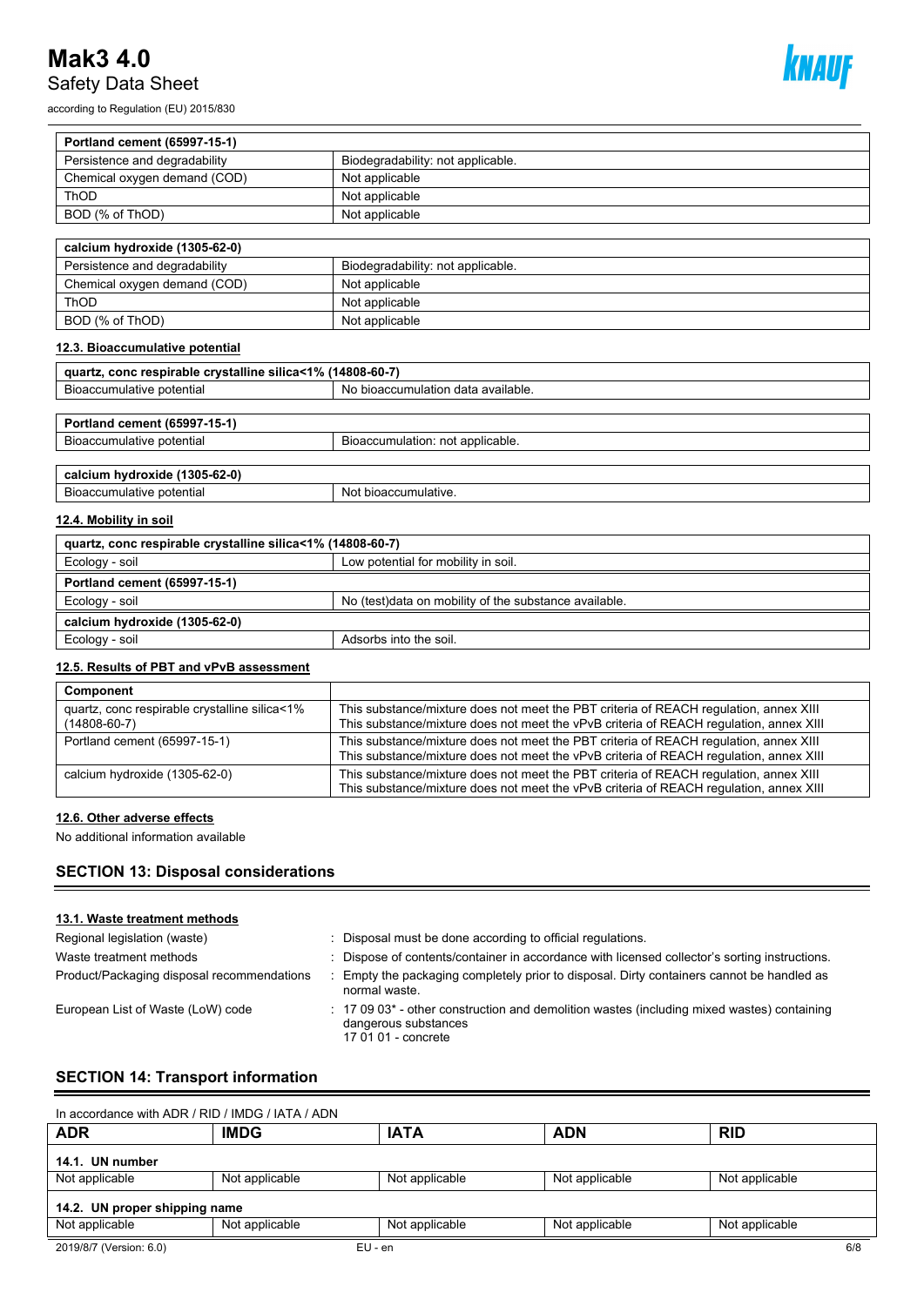| Portland cement (65997-15-1) | |
|---|---|
| Persistence and degradability | Biodegradability: not applicable. |
| Chemical oxygen demand (COD) | Not applicable |
| ThOD | Not applicable |
| BOD (% of ThOD) | Not applicable |

| calcium hydroxide (1305-62-0) | |
|---|---|
| Persistence and degradability | Biodegradability: not applicable. |
| Chemical oxygen demand (COD) | Not applicable |
| ThOD | Not applicable |
| BOD (% of ThOD) | Not applicable |

### 12.3. Bioaccumulative potential

| quartz, conc respirable crystalline silica<1% (14808-60-7) | |
|---|---|
| Bioaccumulative potential | No bioaccumulation data available. |

| Portland cement (65997-15-1) | |
|---|---|
| Bioaccumulative potential | Bioaccumulation: not applicable. |

| calcium hydroxide (1305-62-0) | |
|---|---|
| Bioaccumulative potential | Not bioaccumulative. |

### 12.4. Mobility in soil

| quartz, conc respirable crystalline silica<1% (14808-60-7) | |
|---|---|
| Ecology - soil | Low potential for mobility in soil. |
| **Portland cement (65997-15-1)** | |
| Ecology - soil | No (test)data on mobility of the substance available. |
| **calcium hydroxide (1305-62-0)** | |
| Ecology - soil | Adsorbs into the soil. |

### 12.5. Results of PBT and vPvB assessment

| Component | |
|---|---|
| quartz, conc respirable crystalline silica<1% (14808-60-7) | This substance/mixture does not meet the PBT criteria of REACH regulation, annex XIII<br>This substance/mixture does not meet the vPvB criteria of REACH regulation, annex XIII |
| Portland cement (65997-15-1) | This substance/mixture does not meet the PBT criteria of REACH regulation, annex XIII<br>This substance/mixture does not meet the vPvB criteria of REACH regulation, annex XIII |
| calcium hydroxide (1305-62-0) | This substance/mixture does not meet the PBT criteria of REACH regulation, annex XIII<br>This substance/mixture does not meet the vPvB criteria of REACH regulation, annex XIII |

### 12.6. Other adverse effects

No additional information available

## SECTION 13: Disposal considerations

### 13.1. Waste treatment methods

Regional legislation (waste) : Disposal must be done according to official regulations.

Waste treatment methods : Dispose of contents/container in accordance with licensed collector's sorting instructions.

Product/Packaging disposal recommendations : Empty the packaging completely prior to disposal. Dirty containers cannot be handled as normal waste.

European List of Waste (LoW) code : 17 09 03* - other construction and demolition wastes (including mixed wastes) containing dangerous substances
17 01 01 - concrete

## SECTION 14: Transport information

In accordance with ADR / RID / IMDG / IATA / ADN

| ADR | IMDG | IATA | ADN | RID |
|---|---|---|---|---|
| **14.1. UN number** | | | | |
| Not applicable | Not applicable | Not applicable | Not applicable | Not applicable |
| **14.2. UN proper shipping name** | | | | |
| Not applicable | Not applicable | Not applicable | Not applicable | Not applicable |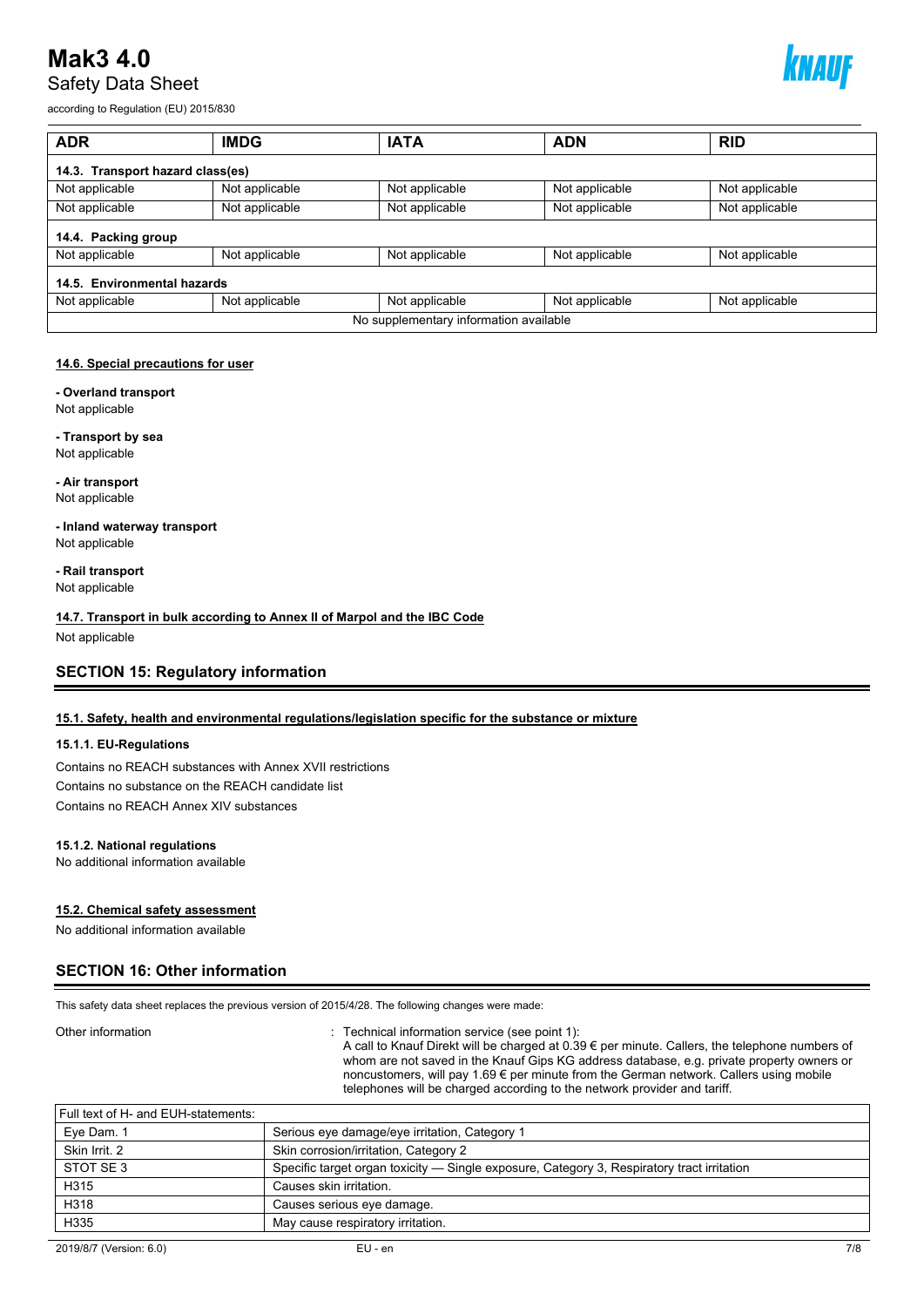| ADR | IMDG | IATA | ADN | RID |
|---|---|---|---|---|
| **14.3. Transport hazard class(es)** | | | | |
| Not applicable | Not applicable | Not applicable | Not applicable | Not applicable |
| Not applicable | Not applicable | Not applicable | Not applicable | Not applicable |
| **14.4. Packing group** | | | | |
| Not applicable | Not applicable | Not applicable | Not applicable | Not applicable |
| **14.5. Environmental hazards** | | | | |
| Not applicable | Not applicable | Not applicable | Not applicable | Not applicable |
| No supplementary information available | | | | |

### 14.6. Special precautions for user

**- Overland transport**
Not applicable

**- Transport by sea**
Not applicable

**- Air transport**
Not applicable

**- Inland waterway transport**
Not applicable

**- Rail transport**
Not applicable

### 14.7. Transport in bulk according to Annex II of Marpol and the IBC Code

Not applicable

## SECTION 15: Regulatory information

### 15.1. Safety, health and environmental regulations/legislation specific for the substance or mixture

#### 15.1.1. EU-Regulations

Contains no REACH substances with Annex XVII restrictions
Contains no substance on the REACH candidate list
Contains no REACH Annex XIV substances

#### 15.1.2. National regulations

No additional information available

### 15.2. Chemical safety assessment

No additional information available

## SECTION 16: Other information

This safety data sheet replaces the previous version of 2015/4/28. The following changes were made:

Other information : Technical information service (see point 1):
A call to Knauf Direkt will be charged at 0.39 € per minute. Callers, the telephone numbers of whom are not saved in the Knauf Gips KG address database, e.g. private property owners or noncustomers, will pay 1.69 € per minute from the German network. Callers using mobile telephones will be charged according to the network provider and tariff.

| Full text of H- and EUH-statements: | |
|---|---|
| Eye Dam. 1 | Serious eye damage/eye irritation, Category 1 |
| Skin Irrit. 2 | Skin corrosion/irritation, Category 2 |
| STOT SE 3 | Specific target organ toxicity — Single exposure, Category 3, Respiratory tract irritation |
| H315 | Causes skin irritation. |
| H318 | Causes serious eye damage. |
| H335 | May cause respiratory irritation. |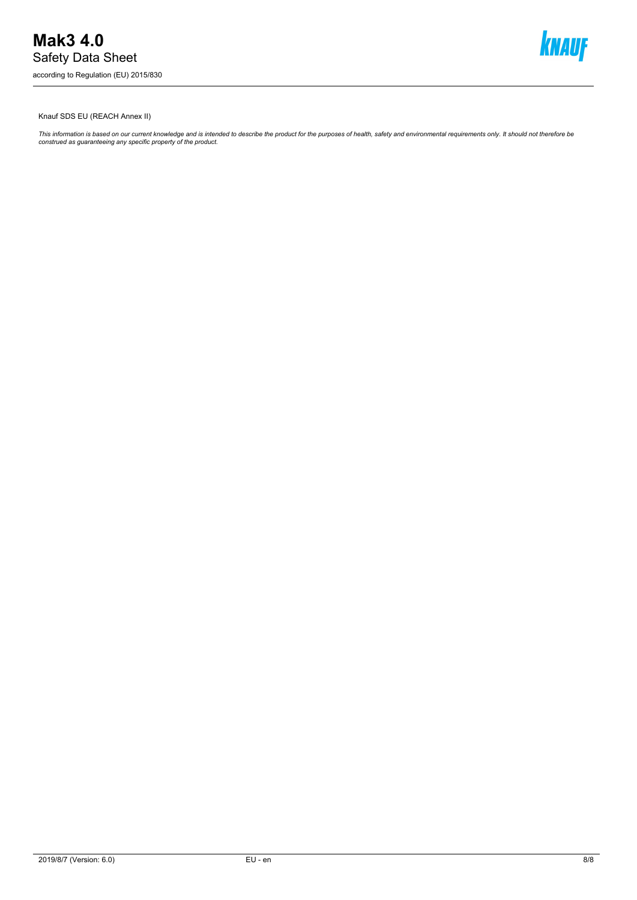Knauf SDS EU (REACH Annex II)

*This information is based on our current knowledge and is intended to describe the product for the purposes of health, safety and environmental requirements only. It should not therefore be construed as guaranteeing any specific property of the product.*